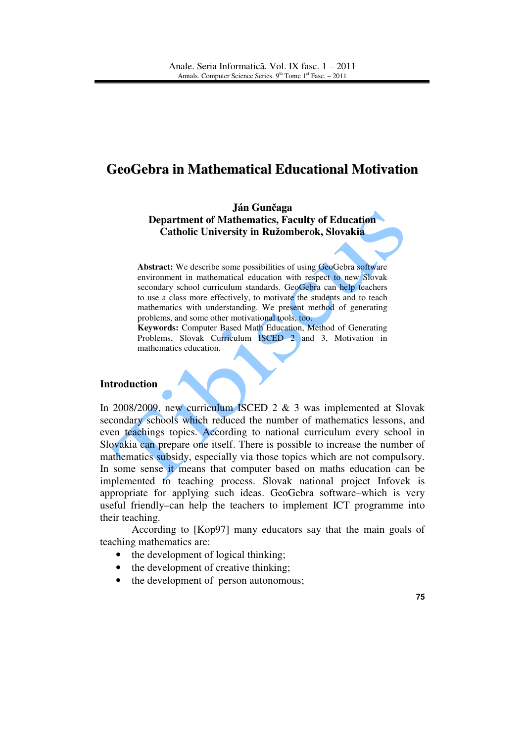# GeoGebra in Mathematical Educational Motivation

**Ján Gunčaga**
**Department of Mathematics, Faculty of Education**
**Catholic University in Ružomberok, Slovakia**

**Abstract:** We describe some possibilities of using GeoGebra software environment in mathematical education with respect to new Slovak secondary school curriculum standards. GeoGebra can help teachers to use a class more effectively, to motivate the students and to teach mathematics with understanding. We present method of generating problems, and some other motivational tools, too.
**Keywords:** Computer Based Math Education, Method of Generating Problems, Slovak Curriculum ISCED 2 and 3, Motivation in mathematics education.

## Introduction

In 2008/2009, new curriculum ISCED 2 & 3 was implemented at Slovak secondary schools which reduced the number of mathematics lessons, and even teachings topics. According to national curriculum every school in Slovakia can prepare one itself. There is possible to increase the number of mathematics subsidy, especially via those topics which are not compulsory. In some sense it means that computer based on maths education can be implemented to teaching process. Slovak national project Infovek is appropriate for applying such ideas. GeoGebra software–which is very useful friendly–can help the teachers to implement ICT programme into their teaching.

According to [Kop97] many educators say that the main goals of teaching mathematics are:

- the development of logical thinking;
- the development of creative thinking;
- the development of person autonomous;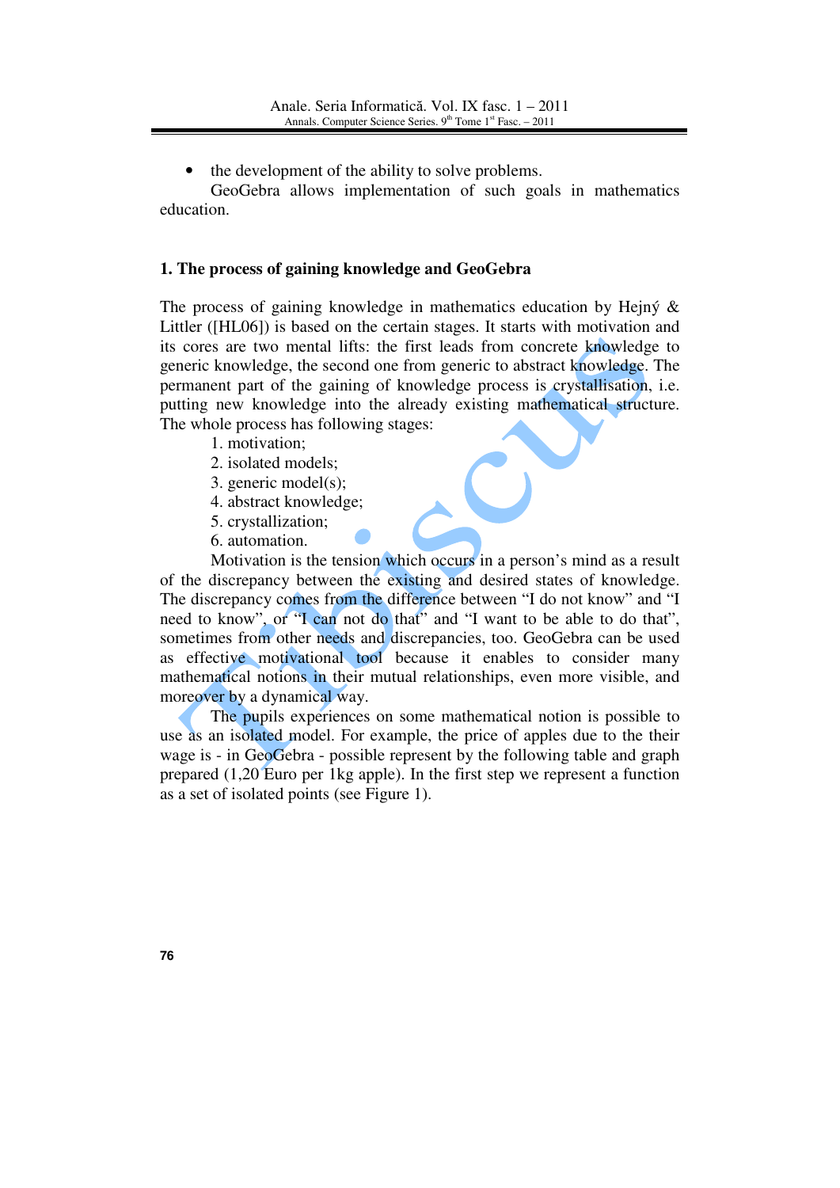- the development of the ability to solve problems.

GeoGebra allows implementation of such goals in mathematics education.

## 1. The process of gaining knowledge and GeoGebra

The process of gaining knowledge in mathematics education by Hejný & Littler ([HL06]) is based on the certain stages. It starts with motivation and its cores are two mental lifts: the first leads from concrete knowledge to generic knowledge, the second one from generic to abstract knowledge. The permanent part of the gaining of knowledge process is crystallisation, i.e. putting new knowledge into the already existing mathematical structure. The whole process has following stages:

1. motivation;
2. isolated models;
3. generic model(s);
4. abstract knowledge;
5. crystallization;
6. automation.

Motivation is the tension which occurs in a person's mind as a result of the discrepancy between the existing and desired states of knowledge. The discrepancy comes from the difference between "I do not know" and "I need to know", or "I can not do that" and "I want to be able to do that", sometimes from other needs and discrepancies, too. GeoGebra can be used as effective motivational tool because it enables to consider many mathematical notions in their mutual relationships, even more visible, and moreover by a dynamical way.

The pupils experiences on some mathematical notion is possible to use as an isolated model. For example, the price of apples due to the their wage is - in GeoGebra - possible represent by the following table and graph prepared (1,20 Euro per 1kg apple). In the first step we represent a function as a set of isolated points (see Figure 1).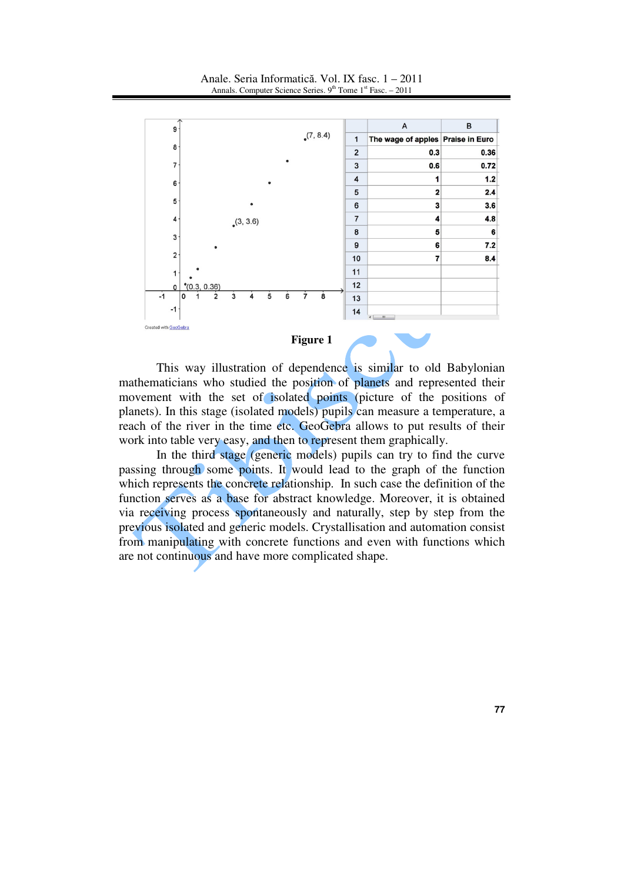| | A | B |
|---|---|---|
| 1 | The wage of apples | Praise in Euro |
| 2 | 0.3 | 0.36 |
| 3 | 0.6 | 0.72 |
| 4 | 1 | 1.2 |
| 5 | 2 | 2.4 |
| 6 | 3 | 3.6 |
| 7 | 4 | 4.8 |
| 8 | 5 | 6 |
| 9 | 6 | 7.2 |
| 10 | 7 | 8.4 |
| 11 | | |
| 12 | | |
| 13 | | |
| 14 | | |

**Figure 1**

This way illustration of dependence is similar to old Babylonian mathematicians who studied the position of planets and represented their movement with the set of isolated points (picture of the positions of planets). In this stage (isolated models) pupils can measure a temperature, a reach of the river in the time etc. GeoGebra allows to put results of their work into table very easy, and then to represent them graphically.

In the third stage (generic models) pupils can try to find the curve passing through some points. It would lead to the graph of the function which represents the concrete relationship. In such case the definition of the function serves as a base for abstract knowledge. Moreover, it is obtained via receiving process spontaneously and naturally, step by step from the previous isolated and generic models. Crystallisation and automation consist from manipulating with concrete functions and even with functions which are not continuous and have more complicated shape.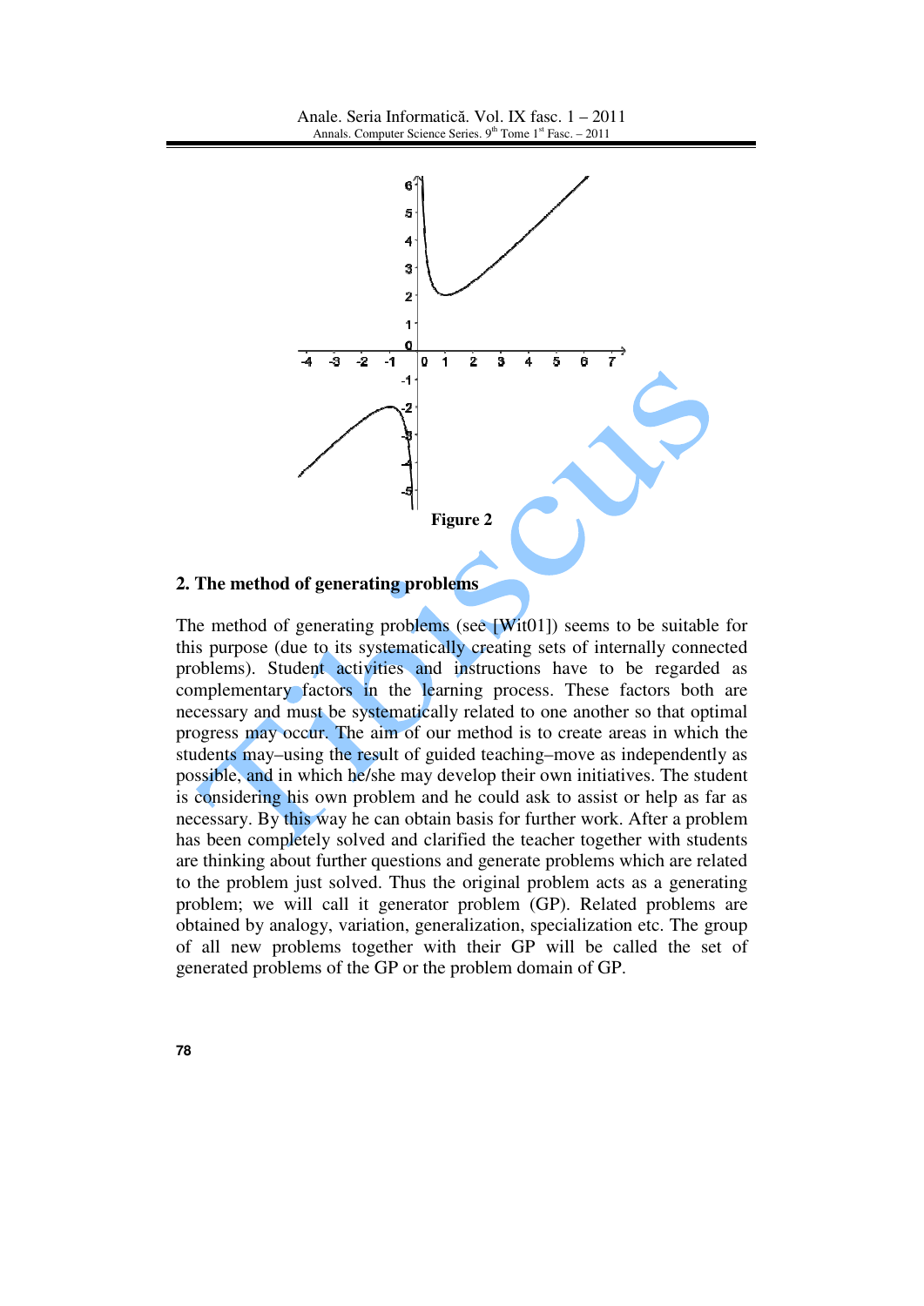Figure 2

## 2. The method of generating problems

The method of generating problems (see [Wit01]) seems to be suitable for this purpose (due to its systematically creating sets of internally connected problems). Student activities and instructions have to be regarded as complementary factors in the learning process. These factors both are necessary and must be systematically related to one another so that optimal progress may occur. The aim of our method is to create areas in which the students may–using the result of guided teaching–move as independently as possible, and in which he/she may develop their own initiatives. The student is considering his own problem and he could ask to assist or help as far as necessary. By this way he can obtain basis for further work. After a problem has been completely solved and clarified the teacher together with students are thinking about further questions and generate problems which are related to the problem just solved. Thus the original problem acts as a generating problem; we will call it generator problem (GP). Related problems are obtained by analogy, variation, generalization, specialization etc. The group of all new problems together with their GP will be called the set of generated problems of the GP or the problem domain of GP.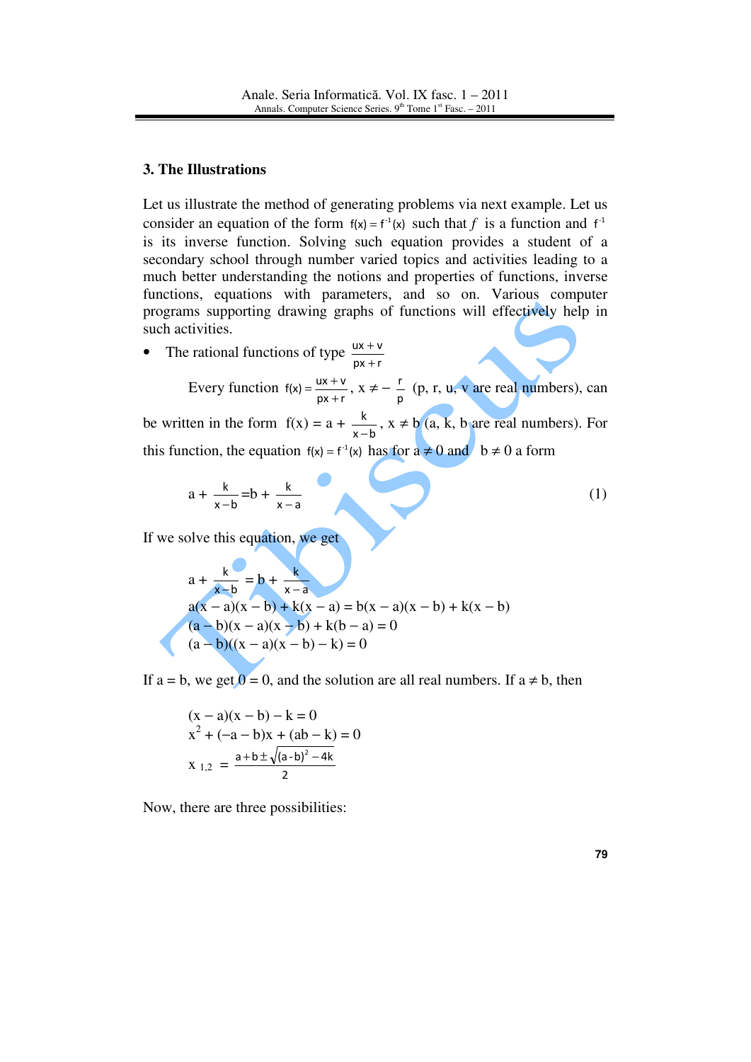## 3. The Illustrations

Let us illustrate the method of generating problems via next example. Let us consider an equation of the form $f(x) = f^{-1}(x)$ such that $f$ is a function and $f^{-1}$ is its inverse function. Solving such equation provides a student of a secondary school through number varied topics and activities leading to a much better understanding the notions and properties of functions, inverse functions, equations with parameters, and so on. Various computer programs supporting drawing graphs of functions will effectively help in such activities.

- The rational functions of type $\frac{ux+v}{px+r}$

Every function $f(x) = \frac{ux+v}{px+r}$, $x \neq -\frac{r}{p}$ (p, r, u, v are real numbers), can be written in the form $f(x) = a + \frac{k}{x-b}$, $x \neq b$ (a, k, b are real numbers). For this function, the equation $f(x) = f^{-1}(x)$ has for $a \neq 0$ and $b \neq 0$ a form

$$a + \frac{k}{x-b} = b + \frac{k}{x-a} \qquad (1)$$

If we solve this equation, we get

$$a + \frac{k}{x-b} = b + \frac{k}{x-a}$$

$$a(x-a)(x-b) + k(x-a) = b(x-a)(x-b) + k(x-b)$$

$$(a-b)(x-a)(x-b) + k(b-a) = 0$$

$$(a-b)((x-a)(x-b) - k) = 0$$

If $a = b$, we get $0 = 0$, and the solution are all real numbers. If $a \neq b$, then

$$(x-a)(x-b) - k = 0$$

$$x^2 + (-a-b)x + (ab-k) = 0$$

$$x_{1,2} = \frac{a+b \pm \sqrt{(a-b)^2 - 4k}}{2}$$

Now, there are three possibilities: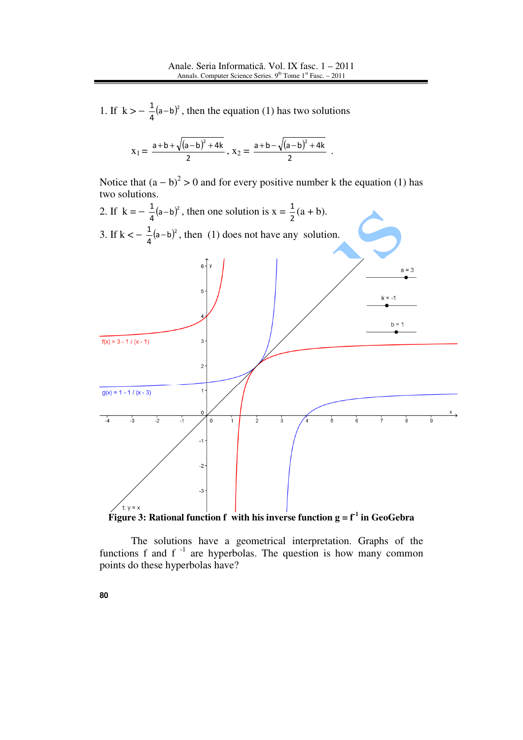1. If $k > -\frac{1}{4}(a-b)^2$, then the equation (1) has two solutions

$$x_1 = \frac{a+b+\sqrt{(a-b)^2+4k}}{2},\ x_2 = \frac{a+b-\sqrt{(a-b)^2+4k}}{2}.$$

Notice that $(a - b)^2 > 0$ and for every positive number k the equation (1) has two solutions.

2. If $k = -\frac{1}{4}(a-b)^2$, then one solution is $x = \frac{1}{2}(a + b)$.

3. If $k < -\frac{1}{4}(a-b)^2$, then (1) does not have any solution.

**Figure 3: Rational function f with his inverse function $g = f^{-1}$ in GeoGebra**

The solutions have a geometrical interpretation. Graphs of the functions f and $f^{-1}$ are hyperbolas. The question is how many common points do these hyperbolas have?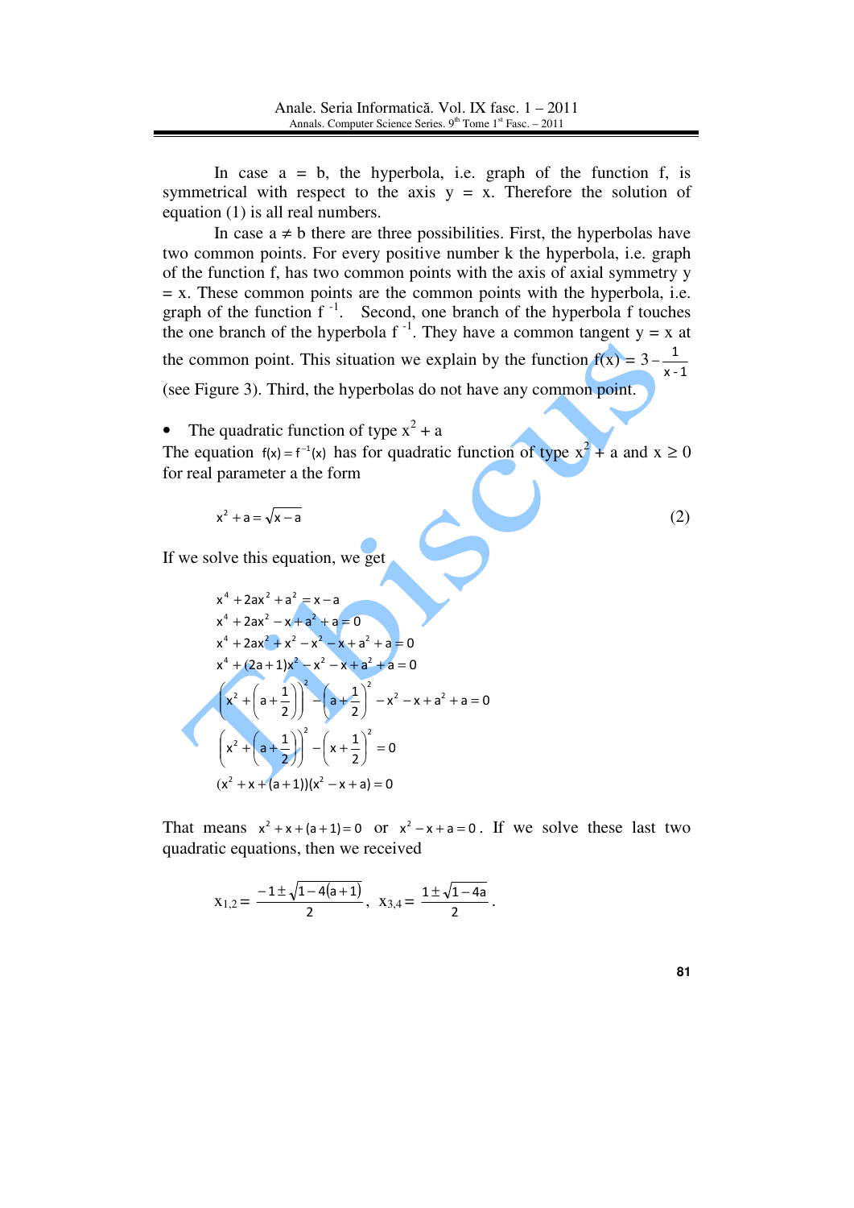In case a = b, the hyperbola, i.e. graph of the function f, is symmetrical with respect to the axis y = x. Therefore the solution of equation (1) is all real numbers.

In case a ≠ b there are three possibilities. First, the hyperbolas have two common points. For every positive number k the hyperbola, i.e. graph of the function f, has two common points with the axis of axial symmetry y = x. These common points are the common points with the hyperbola, i.e. graph of the function $f^{-1}$. Second, one branch of the hyperbola f touches the one branch of the hyperbola $f^{-1}$. They have a common tangent y = x at the common point. This situation we explain by the function $f(x) = 3 - \frac{1}{x-1}$ (see Figure 3). Third, the hyperbolas do not have any common point.

- The quadratic function of type $x^2 + a$

The equation $f(x) = f^{-1}(x)$ has for quadratic function of type $x^2 + a$ and $x \geq 0$ for real parameter a the form

$$x^2 + a = \sqrt{x - a} \tag{2}$$

If we solve this equation, we get

$$x^4 + 2ax^2 + a^2 = x - a$$
$$x^4 + 2ax^2 - x + a^2 + a = 0$$
$$x^4 + 2ax^2 + x^2 - x^2 - x + a^2 + a = 0$$
$$x^4 + (2a+1)x^2 - x^2 - x + a^2 + a = 0$$
$$\left(x^2 + \left(a + \frac{1}{2}\right)\right)^2 - \left(a + \frac{1}{2}\right)^2 - x^2 - x + a^2 + a = 0$$
$$\left(x^2 + \left(a + \frac{1}{2}\right)\right)^2 - \left(x + \frac{1}{2}\right)^2 = 0$$
$$(x^2 + x + (a+1))(x^2 - x + a) = 0$$

That means $x^2 + x + (a+1) = 0$ or $x^2 - x + a = 0$. If we solve these last two quadratic equations, then we received

$$x_{1,2} = \frac{-1 \pm \sqrt{1 - 4(a+1)}}{2}, \quad x_{3,4} = \frac{1 \pm \sqrt{1 - 4a}}{2}.$$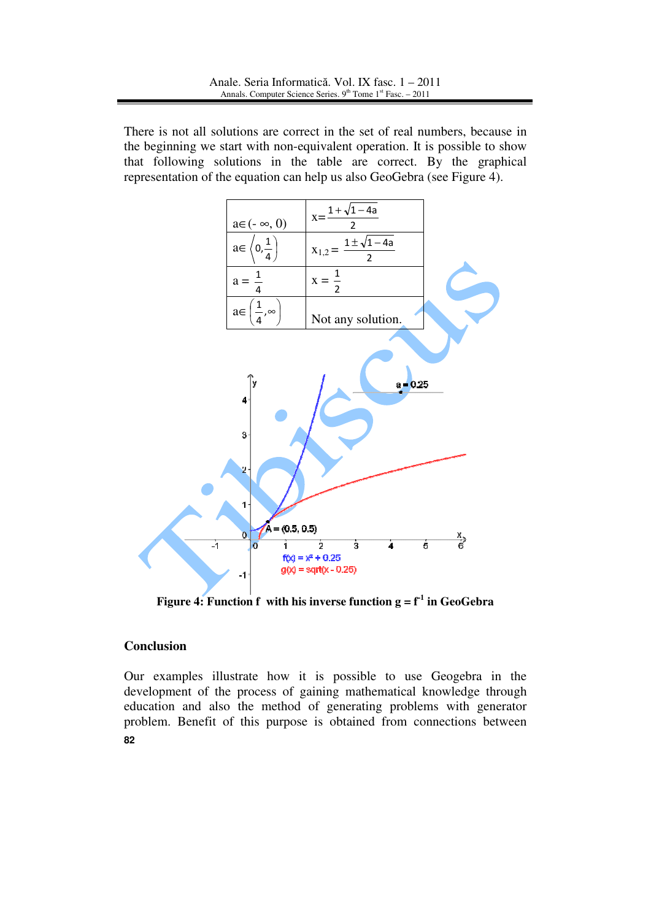There is not all solutions are correct in the set of real numbers, because in the beginning we start with non-equivalent operation. It is possible to show that following solutions in the table are correct. By the graphical representation of the equation can help us also GeoGebra (see Figure 4).

| | |
|---|---|
| $a \in (-\infty, 0)$ | $x = \frac{1+\sqrt{1-4a}}{2}$ |
| $a \in \left\langle 0, \frac{1}{4} \right)$ | $x_{1,2} = \frac{1 \pm \sqrt{1-4a}}{2}$ |
| $a = \frac{1}{4}$ | $x = \frac{1}{2}$ |
| $a \in \left( \frac{1}{4}, \infty \right)$ | Not any solution. |

**Figure 4: Function f with his inverse function $g = f^{-1}$ in GeoGebra**

## Conclusion

Our examples illustrate how it is possible to use Geogebra in the development of the process of gaining mathematical knowledge through education and also the method of generating problems with generator problem. Benefit of this purpose is obtained from connections between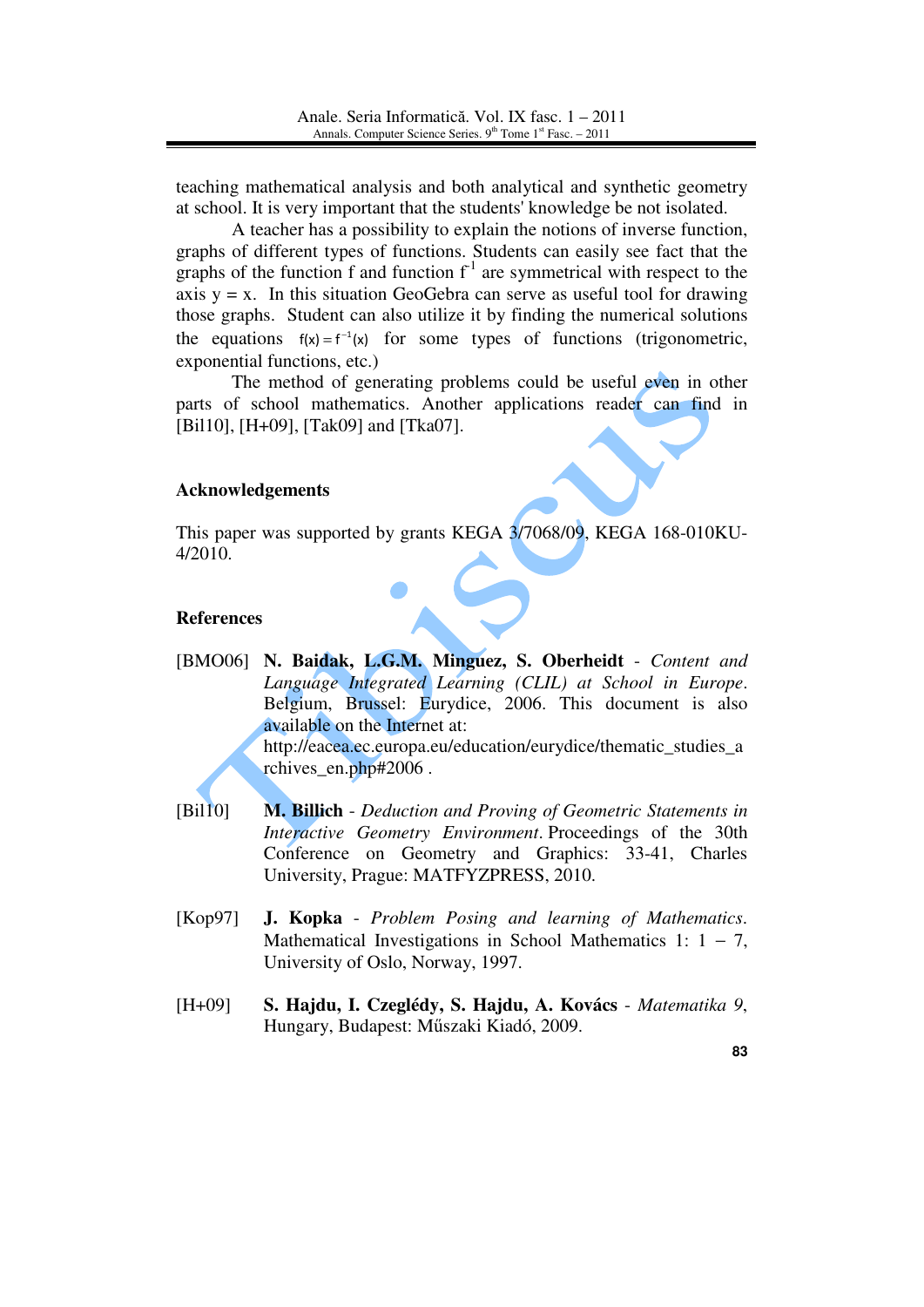teaching mathematical analysis and both analytical and synthetic geometry at school. It is very important that the students' knowledge be not isolated.

A teacher has a possibility to explain the notions of inverse function, graphs of different types of functions. Students can easily see fact that the graphs of the function f and function $f^{-1}$ are symmetrical with respect to the axis y = x. In this situation GeoGebra can serve as useful tool for drawing those graphs. Student can also utilize it by finding the numerical solutions the equations $f(x) = f^{-1}(x)$ for some types of functions (trigonometric, exponential functions, etc.)

The method of generating problems could be useful even in other parts of school mathematics. Another applications reader can find in [Bil10], [H+09], [Tak09] and [Tka07].

## Acknowledgements

This paper was supported by grants KEGA 3/7068/09, KEGA 168-010KU-4/2010.

## References

[BMO06] **N. Baidak, L.G.M. Minguez, S. Oberheidt** - *Content and Language Integrated Learning (CLIL) at School in Europe*. Belgium, Brussel: Eurydice, 2006. This document is also available on the Internet at: http://eacea.ec.europa.eu/education/eurydice/thematic_studies_archives_en.php#2006 .

[Bil10] **M. Billich** - *Deduction and Proving of Geometric Statements in Interactive Geometry Environment*. Proceedings of the 30th Conference on Geometry and Graphics: 33-41, Charles University, Prague: MATFYZPRESS, 2010.

[Kop97] **J. Kopka** - *Problem Posing and learning of Mathematics*. Mathematical Investigations in School Mathematics 1: 1 − 7, University of Oslo, Norway, 1997.

[H+09] **S. Hajdu, I. Czeglédy, S. Hajdu, A. Kovács** - *Matematika 9*, Hungary, Budapest: Műszaki Kiadó, 2009.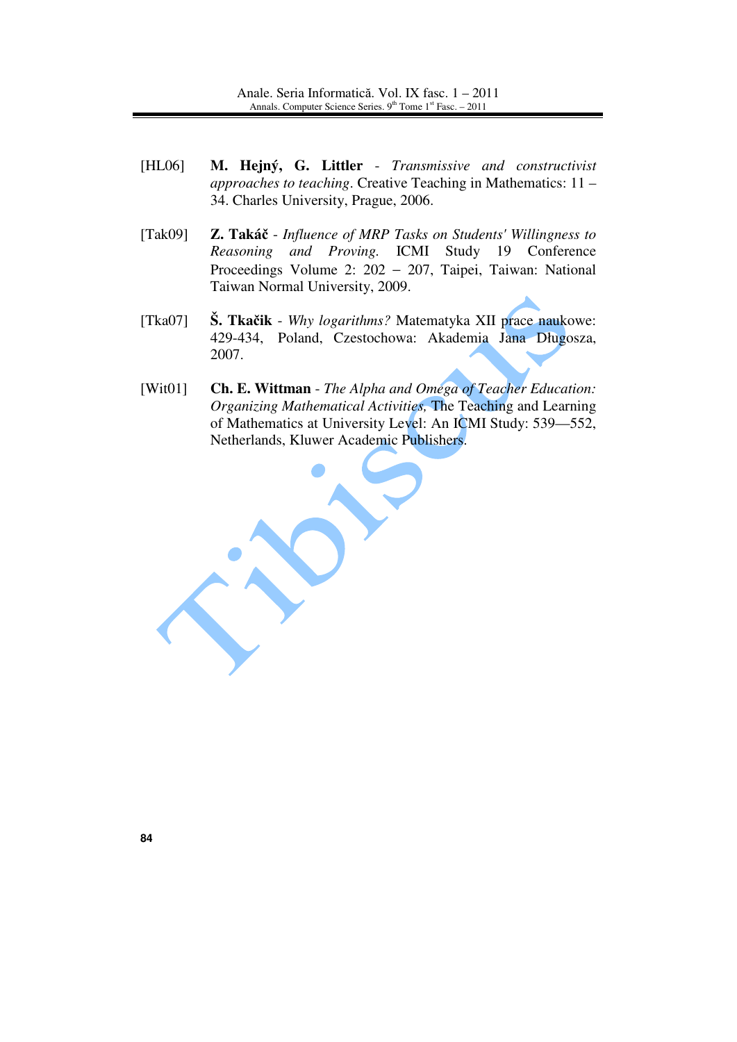[HL06] **M. Hejný, G. Littler** - *Transmissive and constructivist approaches to teaching*. Creative Teaching in Mathematics: 11 – 34. Charles University, Prague, 2006.

[Tak09] **Z. Takáč** - *Influence of MRP Tasks on Students' Willingness to Reasoning and Proving.* ICMI Study 19 Conference Proceedings Volume 2: 202 – 207, Taipei, Taiwan: National Taiwan Normal University, 2009.

[Tka07] **Š. Tkačik** - *Why logarithms?* Matematyka XII prace naukowe: 429-434, Poland, Czestochowa: Akademia Jana Długosza, 2007.

[Wit01] **Ch. E. Wittman** - *The Alpha and Omega of Teacher Education: Organizing Mathematical Activities,* The Teaching and Learning of Mathematics at University Level: An ICMI Study: 539—552, Netherlands, Kluwer Academic Publishers.